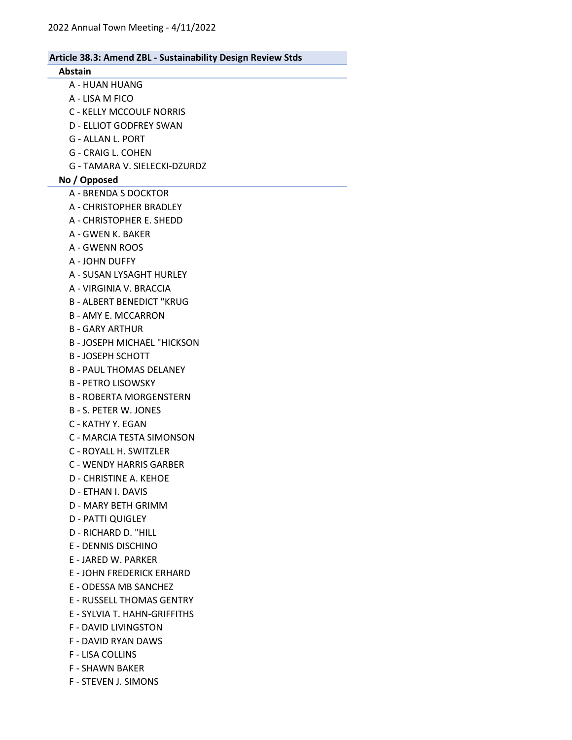2022 Annual Town Meeting - 4/11/2022

## Article 38.3: Amend ZBL - Sustainability Design Review Stds

### Abstain

- A - HUAN HUANG
- A - LISA M FICO
- C - KELLY MCCOULF NORRIS
- D - ELLIOT GODFREY SWAN
- G - ALLAN L. PORT
- G - CRAIG L. COHEN
- G - TAMARA V. SIELECKI-DZURDZ

### No / Opposed

- A - BRENDA S DOCKTOR
- A - CHRISTOPHER BRADLEY
- A - CHRISTOPHER E. SHEDD
- A - GWEN K. BAKER
- A - GWENN ROOS
- A - JOHN DUFFY
- A - SUSAN LYSAGHT HURLEY
- A - VIRGINIA V. BRACCIA
- B - ALBERT BENEDICT "KRUG
- B - AMY E. MCCARRON
- B - GARY ARTHUR
- B - JOSEPH MICHAEL "HICKSON
- B - JOSEPH SCHOTT
- B - PAUL THOMAS DELANEY
- B - PETRO LISOWSKY
- B - ROBERTA MORGENSTERN
- B - S. PETER W. JONES
- C - KATHY Y. EGAN
- C - MARCIA TESTA SIMONSON
- C - ROYALL H. SWITZLER
- C - WENDY HARRIS GARBER
- D - CHRISTINE A. KEHOE
- D - ETHAN I. DAVIS
- D - MARY BETH GRIMM
- D - PATTI QUIGLEY
- D - RICHARD D. "HILL
- E - DENNIS DISCHINO
- E - JARED W. PARKER
- E - JOHN FREDERICK ERHARD
- E - ODESSA MB SANCHEZ
- E - RUSSELL THOMAS GENTRY
- E - SYLVIA T. HAHN-GRIFFITHS
- F - DAVID LIVINGSTON
- F - DAVID RYAN DAWS
- F - LISA COLLINS
- F - SHAWN BAKER
- F - STEVEN J. SIMONS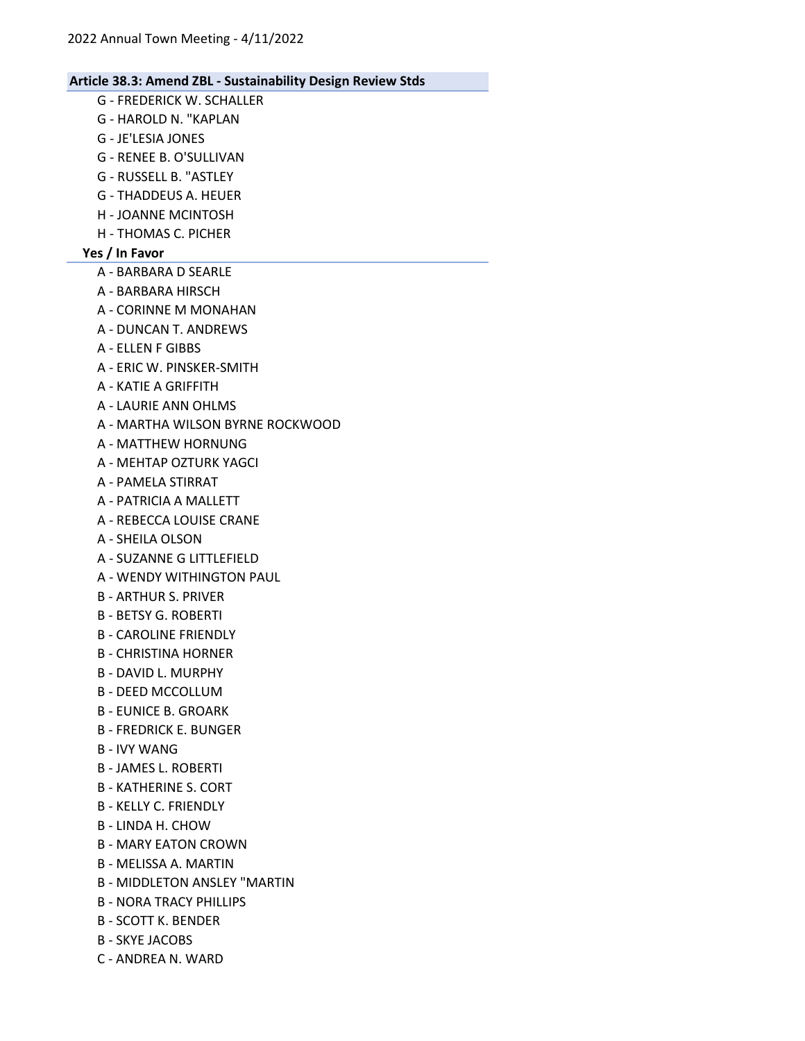## Article 38.3: Amend ZBL - Sustainability Design Review Stds

- G - FREDERICK W. SCHALLER
- G - HAROLD N. "KAPLAN
- G - JE'LESIA JONES
- G - RENEE B. O'SULLIVAN
- G - RUSSELL B. "ASTLEY
- G - THADDEUS A. HEUER
- H - JOANNE MCINTOSH
- H - THOMAS C. PICHER

### Yes / In Favor

- A - BARBARA D SEARLE
- A - BARBARA HIRSCH
- A - CORINNE M MONAHAN
- A - DUNCAN T. ANDREWS
- A - ELLEN F GIBBS
- A - ERIC W. PINSKER-SMITH
- A - KATIE A GRIFFITH
- A - LAURIE ANN OHLMS
- A - MARTHA WILSON BYRNE ROCKWOOD
- A - MATTHEW HORNUNG
- A - MEHTAP OZTURK YAGCI
- A - PAMELA STIRRAT
- A - PATRICIA A MALLETT
- A - REBECCA LOUISE CRANE
- A - SHEILA OLSON
- A - SUZANNE G LITTLEFIELD
- A - WENDY WITHINGTON PAUL
- B - ARTHUR S. PRIVER
- B - BETSY G. ROBERTI
- B - CAROLINE FRIENDLY
- B - CHRISTINA HORNER
- B - DAVID L. MURPHY
- B - DEED MCCOLLUM
- B - EUNICE B. GROARK
- B - FREDRICK E. BUNGER
- B - IVY WANG
- B - JAMES L. ROBERTI
- B - KATHERINE S. CORT
- B - KELLY C. FRIENDLY
- B - LINDA H. CHOW
- B - MARY EATON CROWN
- B - MELISSA A. MARTIN
- B - MIDDLETON ANSLEY "MARTIN
- B - NORA TRACY PHILLIPS
- B - SCOTT K. BENDER
- B - SKYE JACOBS
- C - ANDREA N. WARD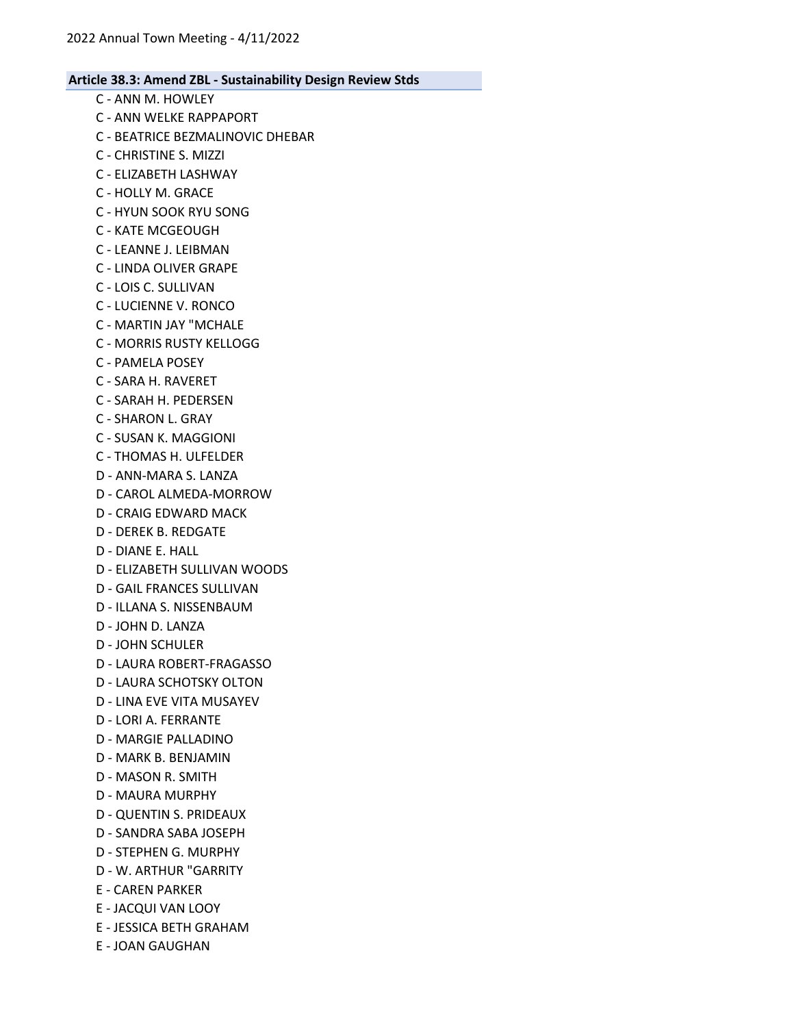### Article 38.3: Amend ZBL - Sustainability Design Review Stds

C - ANN M. HOWLEY
C - ANN WELKE RAPPAPORT
C - BEATRICE BEZMALINOVIC DHEBAR
C - CHRISTINE S. MIZZI
C - ELIZABETH LASHWAY
C - HOLLY M. GRACE
C - HYUN SOOK RYU SONG
C - KATE MCGEOUGH
C - LEANNE J. LEIBMAN
C - LINDA OLIVER GRAPE
C - LOIS C. SULLIVAN
C - LUCIENNE V. RONCO
C - MARTIN JAY "MCHALE
C - MORRIS RUSTY KELLOGG
C - PAMELA POSEY
C - SARA H. RAVERET
C - SARAH H. PEDERSEN
C - SHARON L. GRAY
C - SUSAN K. MAGGIONI
C - THOMAS H. ULFELDER
D - ANN-MARA S. LANZA
D - CAROL ALMEDA-MORROW
D - CRAIG EDWARD MACK
D - DEREK B. REDGATE
D - DIANE E. HALL
D - ELIZABETH SULLIVAN WOODS
D - GAIL FRANCES SULLIVAN
D - ILLANA S. NISSENBAUM
D - JOHN D. LANZA
D - JOHN SCHULER
D - LAURA ROBERT-FRAGASSO
D - LAURA SCHOTSKY OLTON
D - LINA EVE VITA MUSAYEV
D - LORI A. FERRANTE
D - MARGIE PALLADINO
D - MARK B. BENJAMIN
D - MASON R. SMITH
D - MAURA MURPHY
D - QUENTIN S. PRIDEAUX
D - SANDRA SABA JOSEPH
D - STEPHEN G. MURPHY
D - W. ARTHUR "GARRITY
E - CAREN PARKER
E - JACQUI VAN LOOY
E - JESSICA BETH GRAHAM
E - JOAN GAUGHAN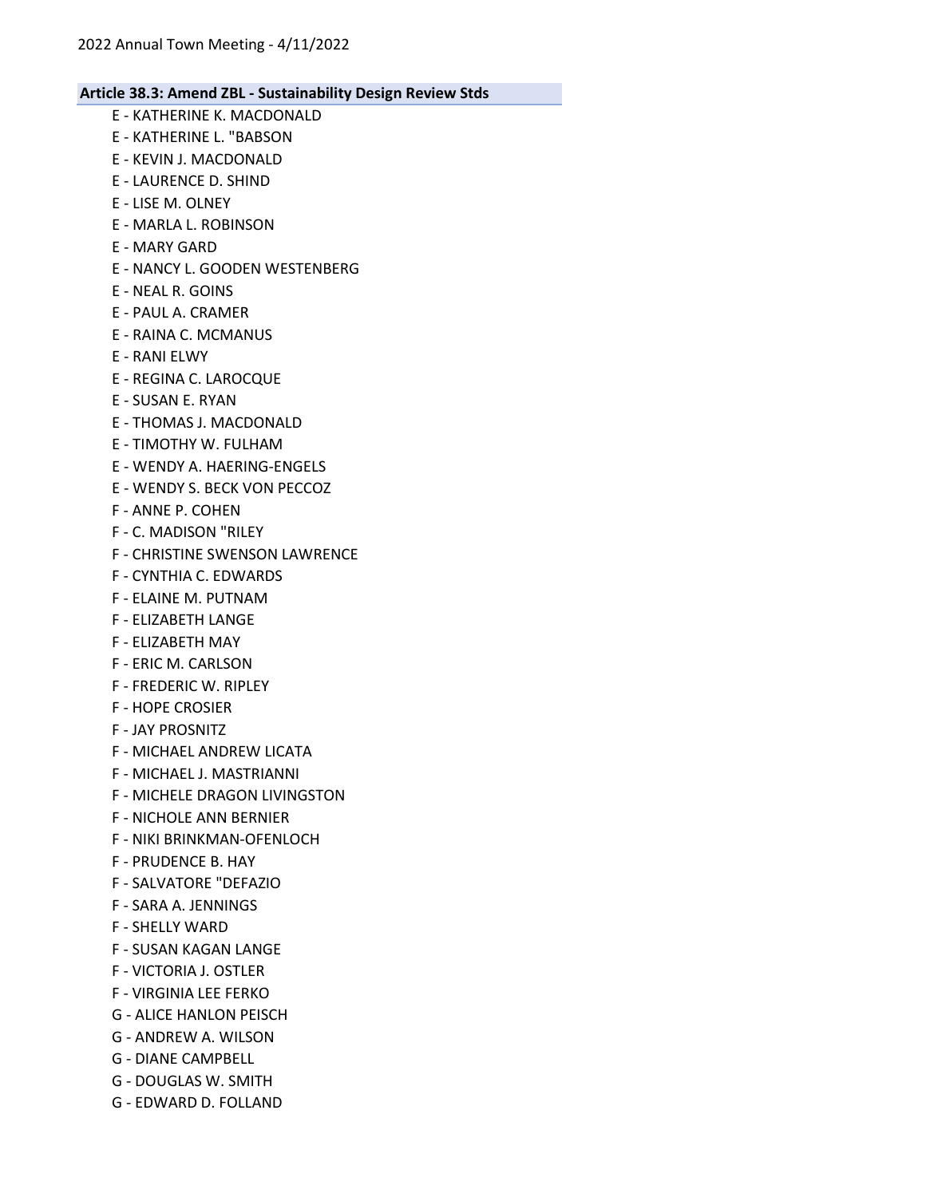### Article 38.3: Amend ZBL - Sustainability Design Review Stds

E - KATHERINE K. MACDONALD
E - KATHERINE L. "BABSON
E - KEVIN J. MACDONALD
E - LAURENCE D. SHIND
E - LISE M. OLNEY
E - MARLA L. ROBINSON
E - MARY GARD
E - NANCY L. GOODEN WESTENBERG
E - NEAL R. GOINS
E - PAUL A. CRAMER
E - RAINA C. MCMANUS
E - RANI ELWY
E - REGINA C. LAROCQUE
E - SUSAN E. RYAN
E - THOMAS J. MACDONALD
E - TIMOTHY W. FULHAM
E - WENDY A. HAERING-ENGELS
E - WENDY S. BECK VON PECCOZ
F - ANNE P. COHEN
F - C. MADISON "RILEY
F - CHRISTINE SWENSON LAWRENCE
F - CYNTHIA C. EDWARDS
F - ELAINE M. PUTNAM
F - ELIZABETH LANGE
F - ELIZABETH MAY
F - ERIC M. CARLSON
F - FREDERIC W. RIPLEY
F - HOPE CROSIER
F - JAY PROSNITZ
F - MICHAEL ANDREW LICATA
F - MICHAEL J. MASTRIANNI
F - MICHELE DRAGON LIVINGSTON
F - NICHOLE ANN BERNIER
F - NIKI BRINKMAN-OFENLOCH
F - PRUDENCE B. HAY
F - SALVATORE "DEFAZIO
F - SARA A. JENNINGS
F - SHELLY WARD
F - SUSAN KAGAN LANGE
F - VICTORIA J. OSTLER
F - VIRGINIA LEE FERKO
G - ALICE HANLON PEISCH
G - ANDREW A. WILSON
G - DIANE CAMPBELL
G - DOUGLAS W. SMITH
G - EDWARD D. FOLLAND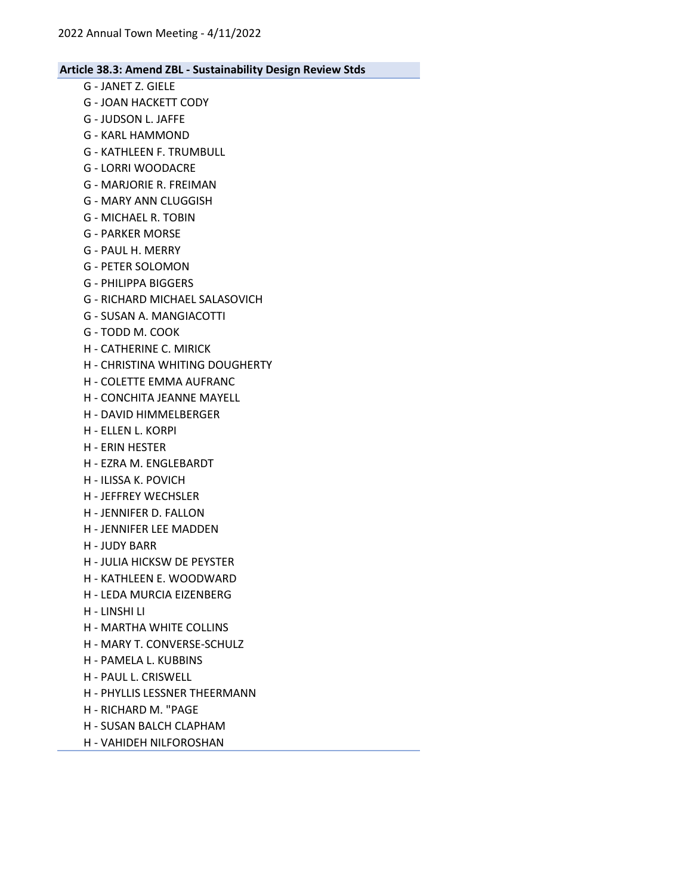### Article 38.3: Amend ZBL - Sustainability Design Review Stds

- G - JANET Z. GIELE
- G - JOAN HACKETT CODY
- G - JUDSON L. JAFFE
- G - KARL HAMMOND
- G - KATHLEEN F. TRUMBULL
- G - LORRI WOODACRE
- G - MARJORIE R. FREIMAN
- G - MARY ANN CLUGGISH
- G - MICHAEL R. TOBIN
- G - PARKER MORSE
- G - PAUL H. MERRY
- G - PETER SOLOMON
- G - PHILIPPA BIGGERS
- G - RICHARD MICHAEL SALASOVICH
- G - SUSAN A. MANGIACOTTI
- G - TODD M. COOK
- H - CATHERINE C. MIRICK
- H - CHRISTINA WHITING DOUGHERTY
- H - COLETTE EMMA AUFRANC
- H - CONCHITA JEANNE MAYELL
- H - DAVID HIMMELBERGER
- H - ELLEN L. KORPI
- H - ERIN HESTER
- H - EZRA M. ENGLEBARDT
- H - ILISSA K. POVICH
- H - JEFFREY WECHSLER
- H - JENNIFER D. FALLON
- H - JENNIFER LEE MADDEN
- H - JUDY BARR
- H - JULIA HICKSW DE PEYSTER
- H - KATHLEEN E. WOODWARD
- H - LEDA MURCIA EIZENBERG
- H - LINSHI LI
- H - MARTHA WHITE COLLINS
- H - MARY T. CONVERSE-SCHULZ
- H - PAMELA L. KUBBINS
- H - PAUL L. CRISWELL
- H - PHYLLIS LESSNER THEERMANN
- H - RICHARD M. "PAGE
- H - SUSAN BALCH CLAPHAM
- H - VAHIDEH NILFOROSHAN